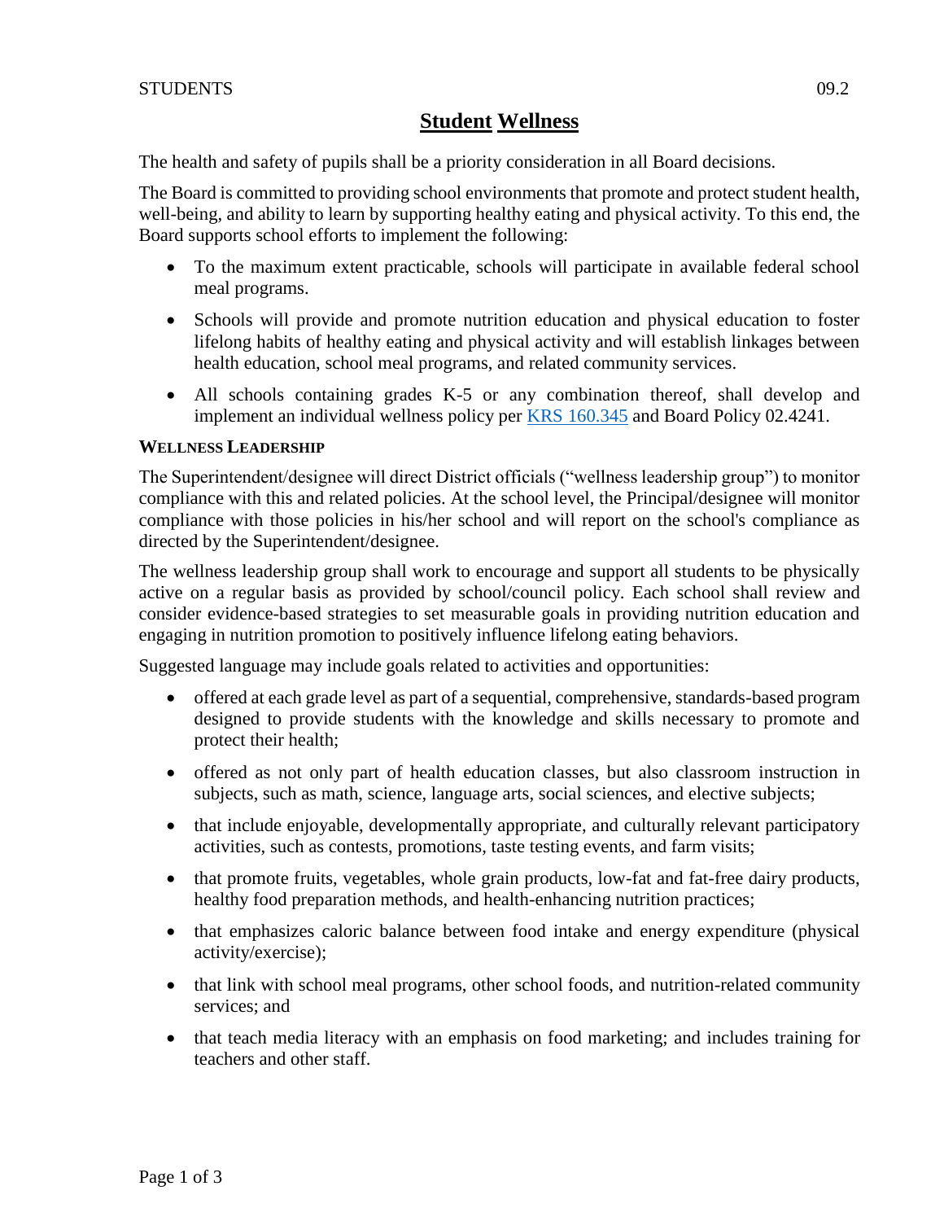STUDENTS 09.2

# Student Wellness

The health and safety of pupils shall be a priority consideration in all Board decisions.

The Board is committed to providing school environments that promote and protect student health, well-being, and ability to learn by supporting healthy eating and physical activity. To this end, the Board supports school efforts to implement the following:

- To the maximum extent practicable, schools will participate in available federal school meal programs.
- Schools will provide and promote nutrition education and physical education to foster lifelong habits of healthy eating and physical activity and will establish linkages between health education, school meal programs, and related community services.
- All schools containing grades K-5 or any combination thereof, shall develop and implement an individual wellness policy per [KRS 160.345](KRS 160.345) and Board Policy 02.4241.

## Wellness Leadership

The Superintendent/designee will direct District officials ("wellness leadership group") to monitor compliance with this and related policies. At the school level, the Principal/designee will monitor compliance with those policies in his/her school and will report on the school's compliance as directed by the Superintendent/designee.

The wellness leadership group shall work to encourage and support all students to be physically active on a regular basis as provided by school/council policy. Each school shall review and consider evidence-based strategies to set measurable goals in providing nutrition education and engaging in nutrition promotion to positively influence lifelong eating behaviors.

Suggested language may include goals related to activities and opportunities:

- offered at each grade level as part of a sequential, comprehensive, standards-based program designed to provide students with the knowledge and skills necessary to promote and protect their health;
- offered as not only part of health education classes, but also classroom instruction in subjects, such as math, science, language arts, social sciences, and elective subjects;
- that include enjoyable, developmentally appropriate, and culturally relevant participatory activities, such as contests, promotions, taste testing events, and farm visits;
- that promote fruits, vegetables, whole grain products, low-fat and fat-free dairy products, healthy food preparation methods, and health-enhancing nutrition practices;
- that emphasizes caloric balance between food intake and energy expenditure (physical activity/exercise);
- that link with school meal programs, other school foods, and nutrition-related community services; and
- that teach media literacy with an emphasis on food marketing; and includes training for teachers and other staff.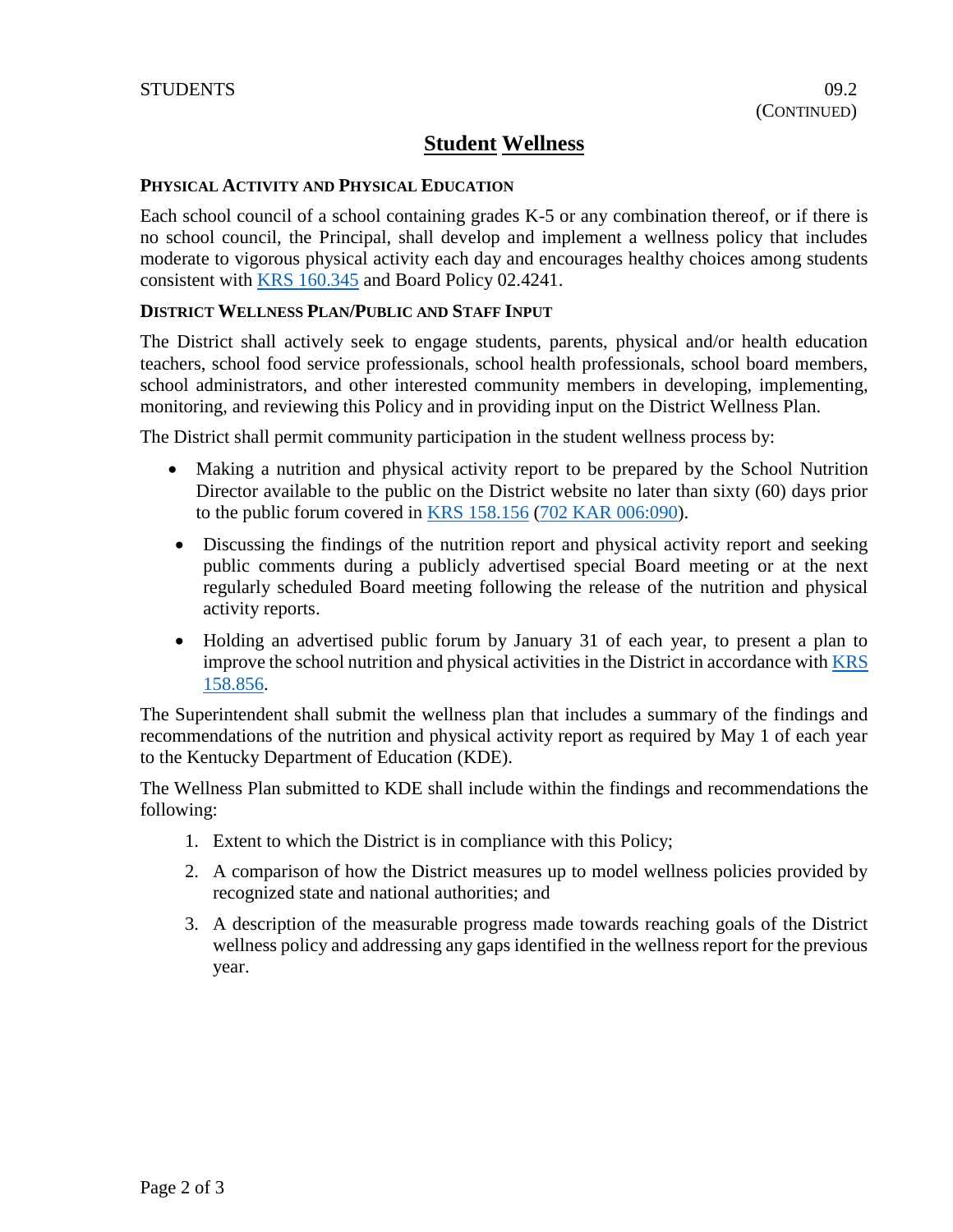# Student Wellness

## Physical Activity and Physical Education

Each school council of a school containing grades K-5 or any combination thereof, or if there is no school council, the Principal, shall develop and implement a wellness policy that includes moderate to vigorous physical activity each day and encourages healthy choices among students consistent with KRS 160.345 and Board Policy 02.4241.

## District Wellness Plan/Public and Staff Input

The District shall actively seek to engage students, parents, physical and/or health education teachers, school food service professionals, school health professionals, school board members, school administrators, and other interested community members in developing, implementing, monitoring, and reviewing this Policy and in providing input on the District Wellness Plan.

The District shall permit community participation in the student wellness process by:

- Making a nutrition and physical activity report to be prepared by the School Nutrition Director available to the public on the District website no later than sixty (60) days prior to the public forum covered in KRS 158.156 (702 KAR 006:090).
- Discussing the findings of the nutrition report and physical activity report and seeking public comments during a publicly advertised special Board meeting or at the next regularly scheduled Board meeting following the release of the nutrition and physical activity reports.
- Holding an advertised public forum by January 31 of each year, to present a plan to improve the school nutrition and physical activities in the District in accordance with KRS 158.856.

The Superintendent shall submit the wellness plan that includes a summary of the findings and recommendations of the nutrition and physical activity report as required by May 1 of each year to the Kentucky Department of Education (KDE).

The Wellness Plan submitted to KDE shall include within the findings and recommendations the following:

1. Extent to which the District is in compliance with this Policy;
2. A comparison of how the District measures up to model wellness policies provided by recognized state and national authorities; and
3. A description of the measurable progress made towards reaching goals of the District wellness policy and addressing any gaps identified in the wellness report for the previous year.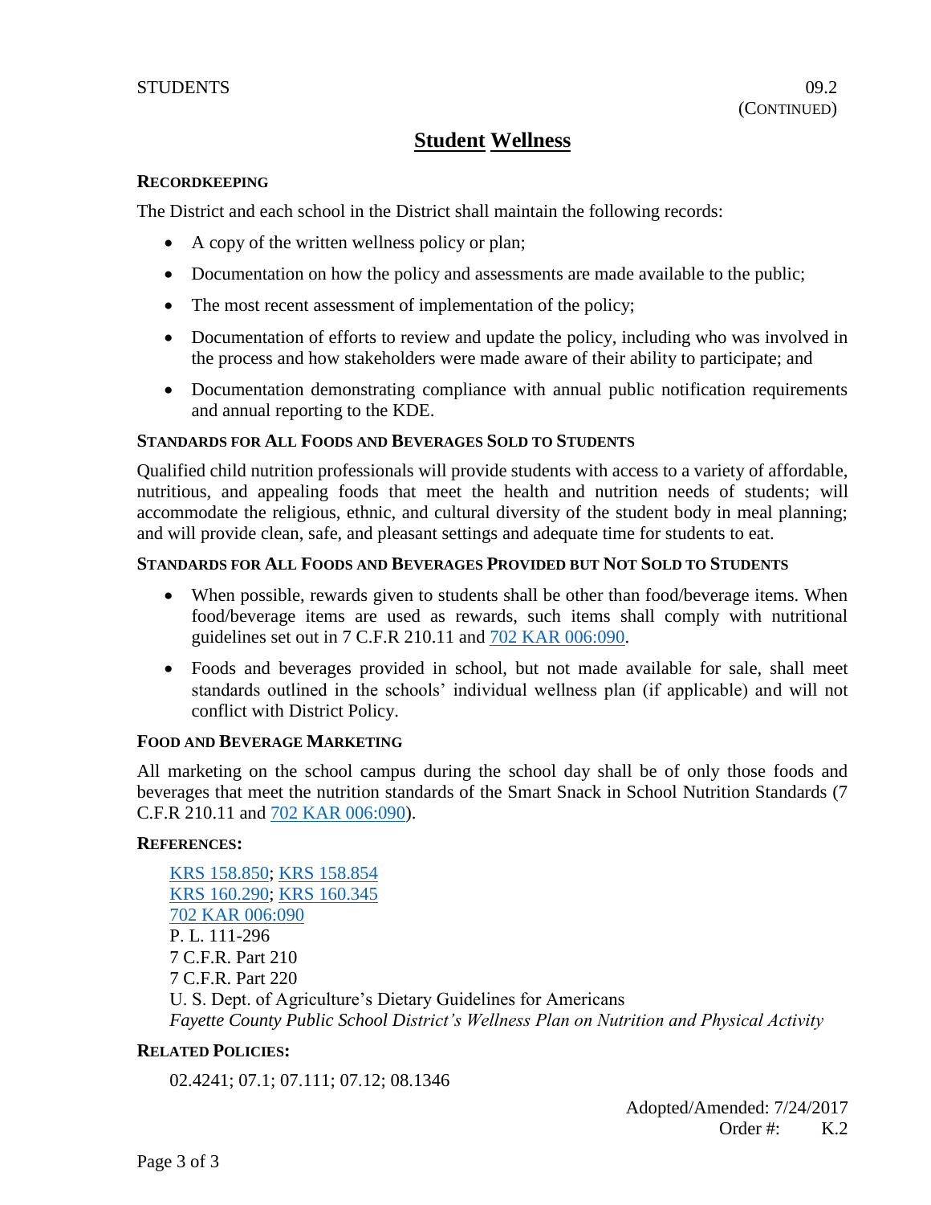# Student Wellness

### RECORDKEEPING

The District and each school in the District shall maintain the following records:

- A copy of the written wellness policy or plan;
- Documentation on how the policy and assessments are made available to the public;
- The most recent assessment of implementation of the policy;
- Documentation of efforts to review and update the policy, including who was involved in the process and how stakeholders were made aware of their ability to participate; and
- Documentation demonstrating compliance with annual public notification requirements and annual reporting to the KDE.

### STANDARDS FOR ALL FOODS AND BEVERAGES SOLD TO STUDENTS

Qualified child nutrition professionals will provide students with access to a variety of affordable, nutritious, and appealing foods that meet the health and nutrition needs of students; will accommodate the religious, ethnic, and cultural diversity of the student body in meal planning; and will provide clean, safe, and pleasant settings and adequate time for students to eat.

### STANDARDS FOR ALL FOODS AND BEVERAGES PROVIDED BUT NOT SOLD TO STUDENTS

- When possible, rewards given to students shall be other than food/beverage items. When food/beverage items are used as rewards, such items shall comply with nutritional guidelines set out in 7 C.F.R 210.11 and 702 KAR 006:090.
- Foods and beverages provided in school, but not made available for sale, shall meet standards outlined in the schools' individual wellness plan (if applicable) and will not conflict with District Policy.

### FOOD AND BEVERAGE MARKETING

All marketing on the school campus during the school day shall be of only those foods and beverages that meet the nutrition standards of the Smart Snack in School Nutrition Standards (7 C.F.R 210.11 and 702 KAR 006:090).

### REFERENCES:

KRS 158.850; KRS 158.854
KRS 160.290; KRS 160.345
702 KAR 006:090
P. L. 111-296
7 C.F.R. Part 210
7 C.F.R. Part 220
U. S. Dept. of Agriculture's Dietary Guidelines for Americans
*Fayette County Public School District's Wellness Plan on Nutrition and Physical Activity*

### RELATED POLICIES:

02.4241; 07.1; 07.111; 07.12; 08.1346

Adopted/Amended: 7/24/2017
Order #: K.2